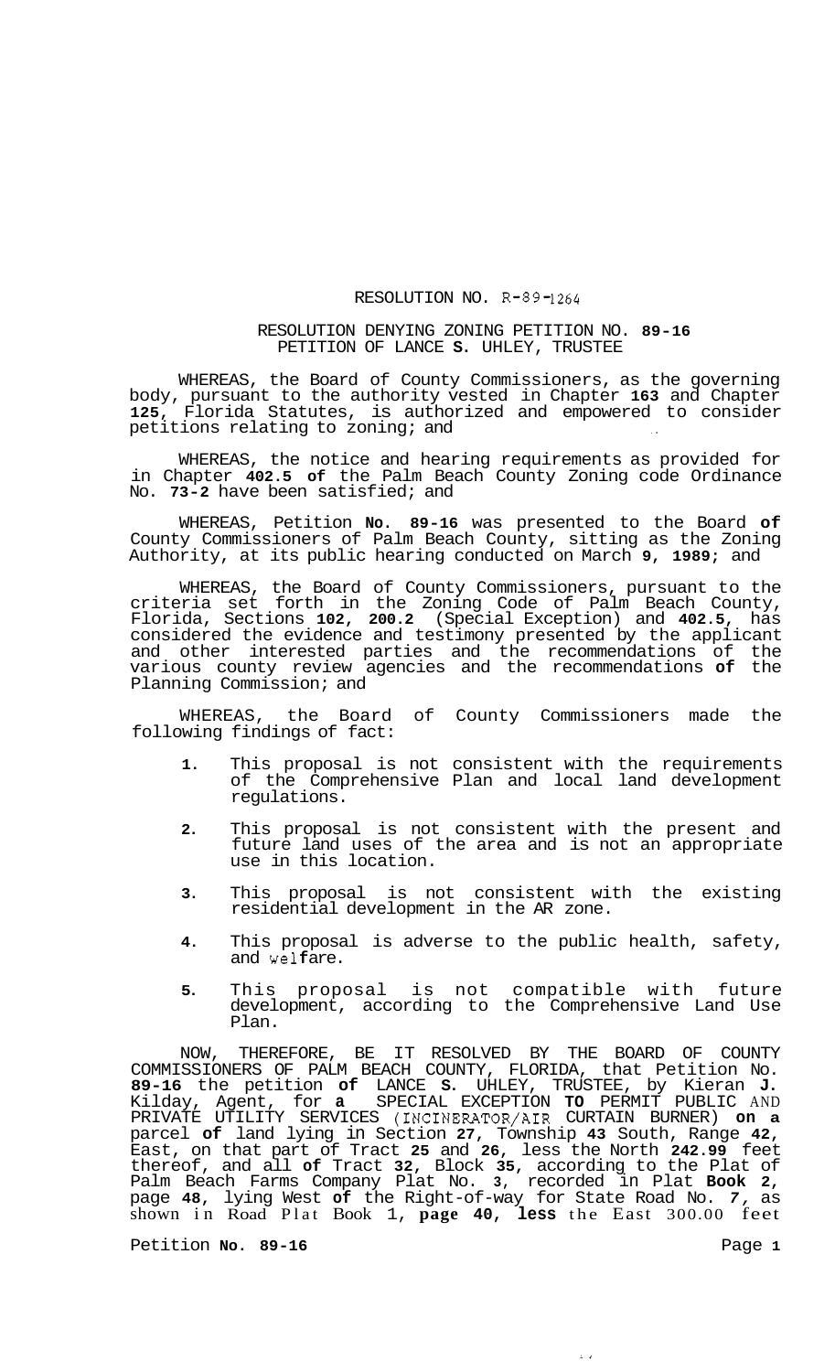RESOLUTION NO. R-89-1264

RESOLUTION DENYING ZONING PETITION NO. 89-16
PETITION OF LANCE S. UHLEY, TRUSTEE

WHEREAS, the Board of County Commissioners, as the governing body, pursuant to the authority vested in Chapter 163 and Chapter 125, Florida Statutes, is authorized and empowered to consider petitions relating to zoning; and

WHEREAS, the notice and hearing requirements as provided for in Chapter 402.5 of the Palm Beach County Zoning code Ordinance No. 73-2 have been satisfied; and

WHEREAS, Petition No. 89-16 was presented to the Board of County Commissioners of Palm Beach County, sitting as the Zoning Authority, at its public hearing conducted on March 9, 1989; and

WHEREAS, the Board of County Commissioners, pursuant to the criteria set forth in the Zoning Code of Palm Beach County, Florida, Sections 102, 200.2 (Special Exception) and 402.5, has considered the evidence and testimony presented by the applicant and other interested parties and the recommendations of the various county review agencies and the recommendations of the Planning Commission; and

WHEREAS, the Board of County Commissioners made the following findings of fact:

1. This proposal is not consistent with the requirements of the Comprehensive Plan and local land development regulations.

2. This proposal is not consistent with the present and future land uses of the area and is not an appropriate use in this location.

3. This proposal is not consistent with the existing residential development in the AR zone.

4. This proposal is adverse to the public health, safety, and welfare.

5. This proposal is not compatible with future development, according to the Comprehensive Land Use Plan.

NOW, THEREFORE, BE IT RESOLVED BY THE BOARD OF COUNTY COMMISSIONERS OF PALM BEACH COUNTY, FLORIDA, that Petition No. 89-16 the petition of LANCE S. UHLEY, TRUSTEE, by Kieran J. Kilday, Agent, for a SPECIAL EXCEPTION TO PERMIT PUBLIC AND PRIVATE UTILITY SERVICES (INCINERATOR/AIR CURTAIN BURNER) on a parcel of land lying in Section 27, Township 43 South, Range 42, East, on that part of Tract 25 and 26, less the North 242.99 feet thereof, and all of Tract 32, Block 35, according to the Plat of Palm Beach Farms Company Plat No. 3, recorded in Plat Book 2, page 48, lying West of the Right-of-way for State Road No. 7, as shown in Road Plat Book 1, page 40, less the East 300.00 feet

Petition No. 89-16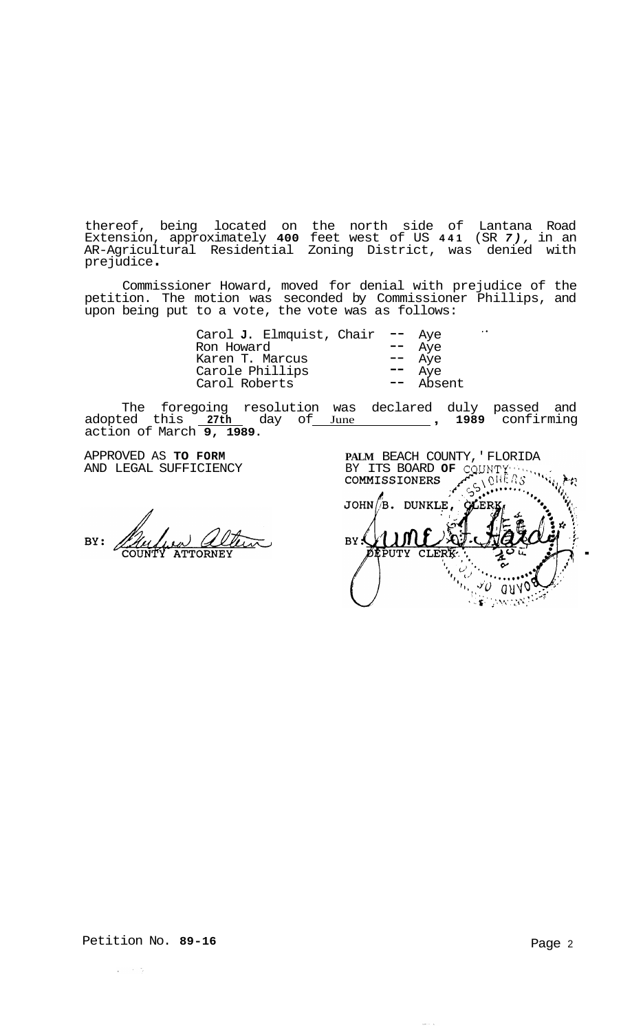thereof, being located on the north side of Lantana Road Extension, approximately **400** feet west of US **441** (SR *7)*, in an AR-Agricultural Residential Zoning District, was denied with prejudice**.**

Commissioner Howard, moved for denial with prejudice of the petition. The motion was seconded by Commissioner Phillips, and upon being put to a vote, the vote was as follows:

| | | |
|---|---|---|
| Carol **J**. Elmquist, Chair | -- | Aye |
| Ron Howard | -- | Aye |
| Karen T. Marcus | -- | Aye |
| Carole Phillips | -- | Aye |
| Carol Roberts | -- | Absent |

The foregoing resolution was declared duly passed and adopted this **27th** day of June **, 1989** confirming action of March **9, 1989**.

APPROVED AS **TO FORM**
AND LEGAL SUFFICIENCY

BY: COUNTY ATTORNEY

**PALM** BEACH COUNTY, FLORIDA
BY ITS BOARD **OF** COUNTY
**COMMISSIONERS**

**JOHN B. DUNKLE, CLERK**

**BY: DEPUTY CLERK**

Petition No. **89-16**